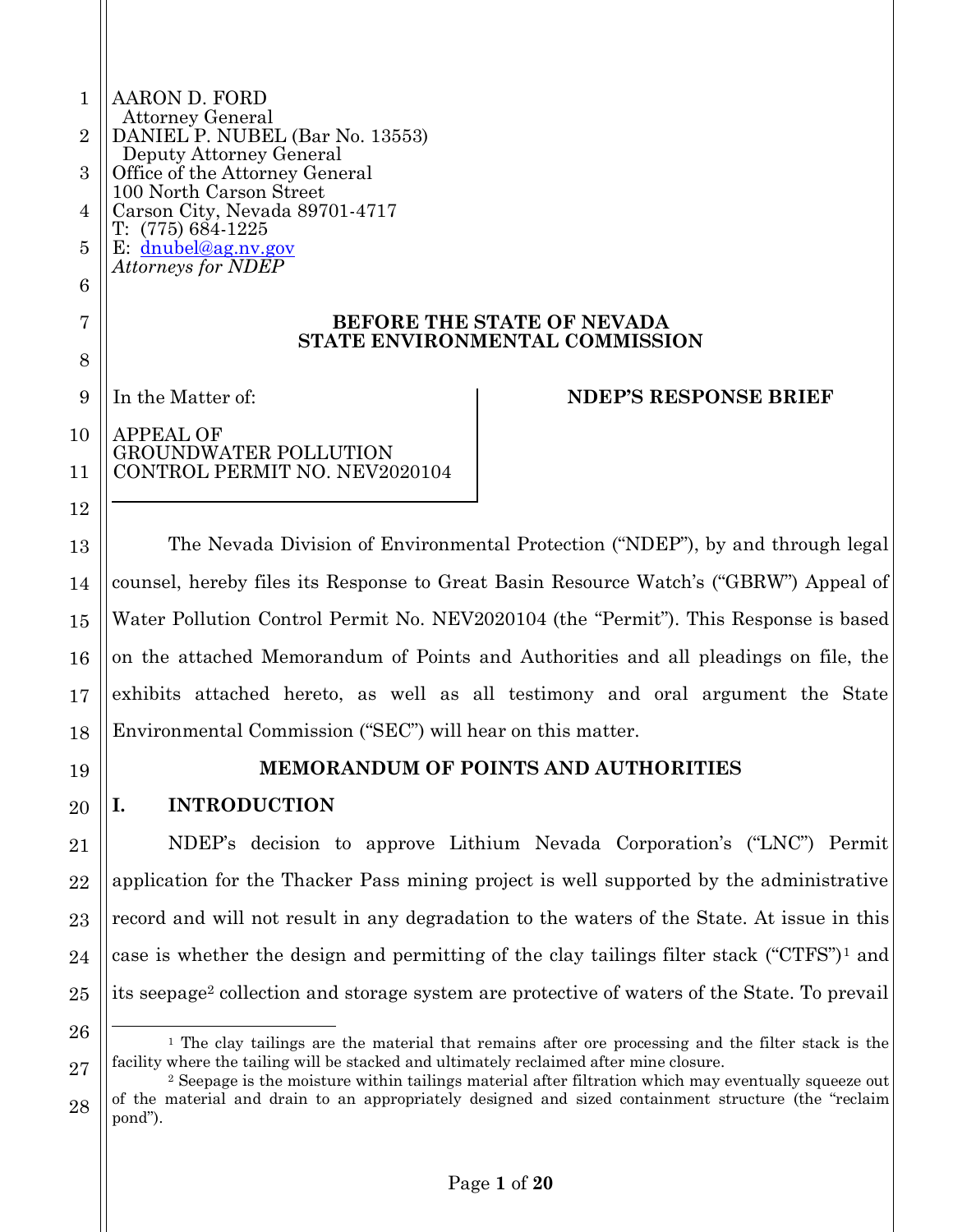AARON D. FORD
Attorney General
DANIEL P. NUBEL (Bar No. 13553)
Deputy Attorney General
Office of the Attorney General
100 North Carson Street
Carson City, Nevada 89701-4717
T: (775) 684-1225
E: dnubel@ag.nv.gov
*Attorneys for NDEP*

**BEFORE THE STATE OF NEVADA**
**STATE ENVIRONMENTAL COMMISSION**

| In the Matter of: APPEAL OF GROUNDWATER POLLUTION CONTROL PERMIT NO. NEV2020104 | **NDEP'S RESPONSE BRIEF** |
|---|---|

The Nevada Division of Environmental Protection ("NDEP"), by and through legal counsel, hereby files its Response to Great Basin Resource Watch's ("GBRW") Appeal of Water Pollution Control Permit No. NEV2020104 (the "Permit"). This Response is based on the attached Memorandum of Points and Authorities and all pleadings on file, the exhibits attached hereto, as well as all testimony and oral argument the State Environmental Commission ("SEC") will hear on this matter.

## MEMORANDUM OF POINTS AND AUTHORITIES

### I. INTRODUCTION

NDEP's decision to approve Lithium Nevada Corporation's ("LNC") Permit application for the Thacker Pass mining project is well supported by the administrative record and will not result in any degradation to the waters of the State. At issue in this case is whether the design and permitting of the clay tailings filter stack ("CTFS")[1] and its seepage[2] collection and storage system are protective of waters of the State. To prevail

[1] The clay tailings are the material that remains after ore processing and the filter stack is the facility where the tailing will be stacked and ultimately reclaimed after mine closure.

[2] Seepage is the moisture within tailings material after filtration which may eventually squeeze out of the material and drain to an appropriately designed and sized containment structure (the "reclaim pond").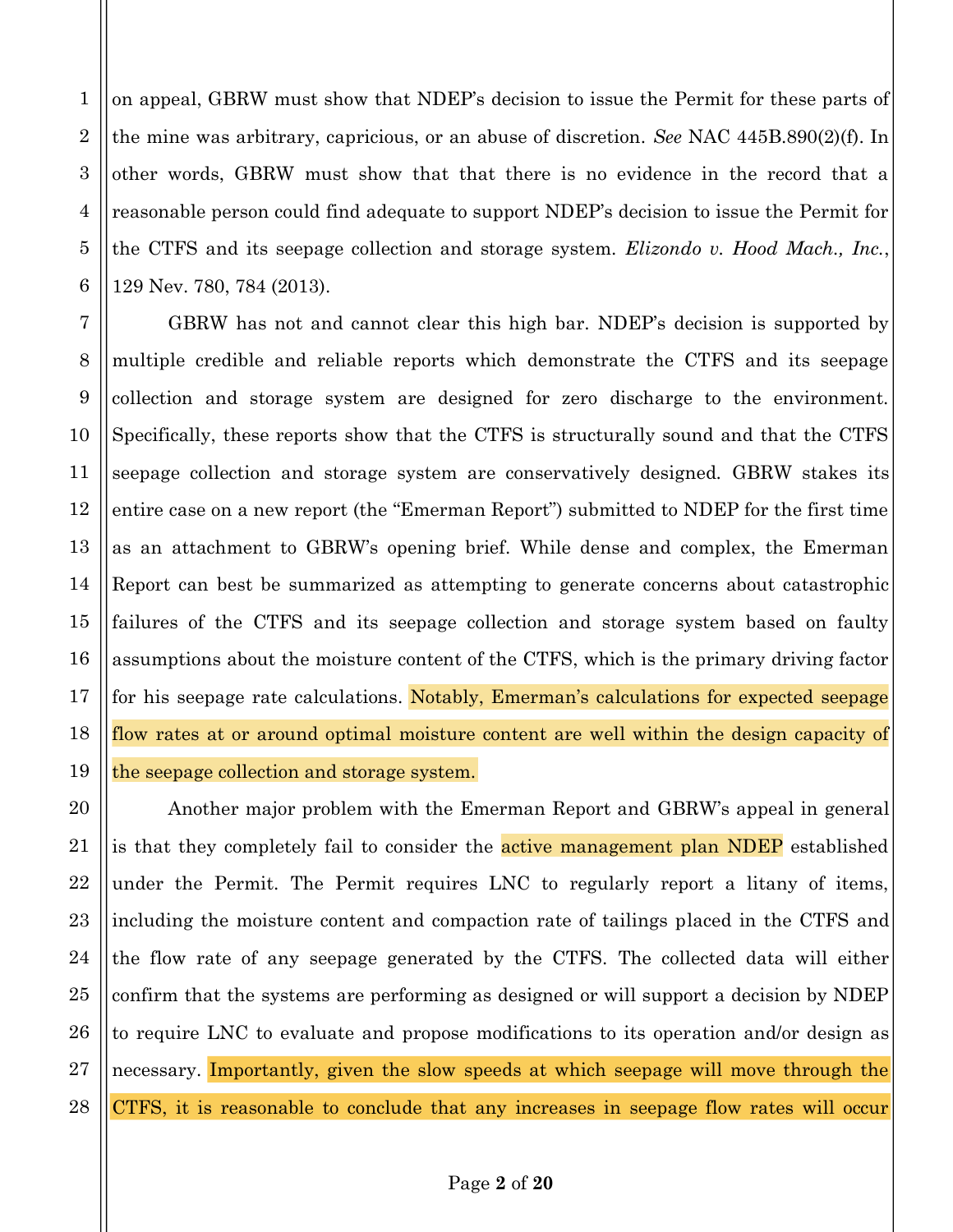on appeal, GBRW must show that NDEP's decision to issue the Permit for these parts of the mine was arbitrary, capricious, or an abuse of discretion. *See* NAC 445B.890(2)(f). In other words, GBRW must show that that there is no evidence in the record that a reasonable person could find adequate to support NDEP's decision to issue the Permit for the CTFS and its seepage collection and storage system. *Elizondo v. Hood Mach., Inc.*, 129 Nev. 780, 784 (2013).

GBRW has not and cannot clear this high bar. NDEP's decision is supported by multiple credible and reliable reports which demonstrate the CTFS and its seepage collection and storage system are designed for zero discharge to the environment. Specifically, these reports show that the CTFS is structurally sound and that the CTFS seepage collection and storage system are conservatively designed. GBRW stakes its entire case on a new report (the "Emerman Report") submitted to NDEP for the first time as an attachment to GBRW's opening brief. While dense and complex, the Emerman Report can best be summarized as attempting to generate concerns about catastrophic failures of the CTFS and its seepage collection and storage system based on faulty assumptions about the moisture content of the CTFS, which is the primary driving factor for his seepage rate calculations. Notably, Emerman's calculations for expected seepage flow rates at or around optimal moisture content are well within the design capacity of the seepage collection and storage system.

Another major problem with the Emerman Report and GBRW's appeal in general is that they completely fail to consider the active management plan NDEP established under the Permit. The Permit requires LNC to regularly report a litany of items, including the moisture content and compaction rate of tailings placed in the CTFS and the flow rate of any seepage generated by the CTFS. The collected data will either confirm that the systems are performing as designed or will support a decision by NDEP to require LNC to evaluate and propose modifications to its operation and/or design as necessary. Importantly, given the slow speeds at which seepage will move through the CTFS, it is reasonable to conclude that any increases in seepage flow rates will occur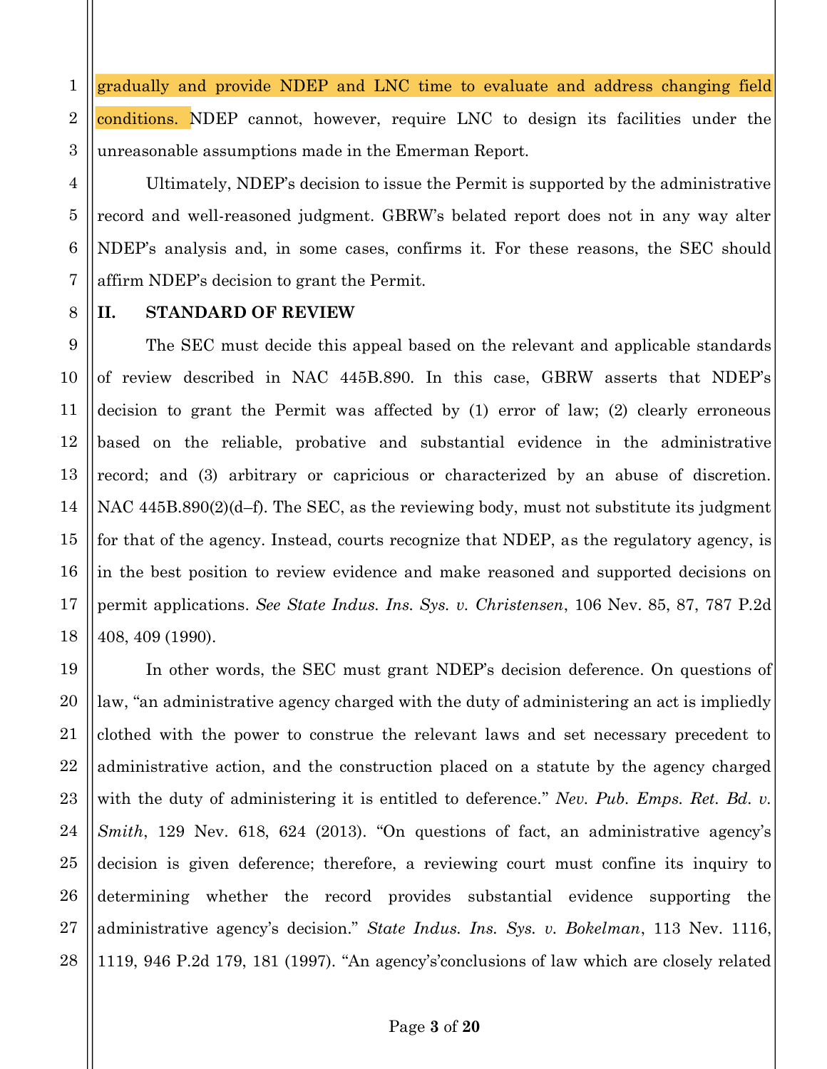gradually and provide NDEP and LNC time to evaluate and address changing field conditions. NDEP cannot, however, require LNC to design its facilities under the unreasonable assumptions made in the Emerman Report.

Ultimately, NDEP's decision to issue the Permit is supported by the administrative record and well-reasoned judgment. GBRW's belated report does not in any way alter NDEP's analysis and, in some cases, confirms it. For these reasons, the SEC should affirm NDEP's decision to grant the Permit.

## II. STANDARD OF REVIEW

The SEC must decide this appeal based on the relevant and applicable standards of review described in NAC 445B.890. In this case, GBRW asserts that NDEP's decision to grant the Permit was affected by (1) error of law; (2) clearly erroneous based on the reliable, probative and substantial evidence in the administrative record; and (3) arbitrary or capricious or characterized by an abuse of discretion. NAC 445B.890(2)(d–f). The SEC, as the reviewing body, must not substitute its judgment for that of the agency. Instead, courts recognize that NDEP, as the regulatory agency, is in the best position to review evidence and make reasoned and supported decisions on permit applications. *See State Indus. Ins. Sys. v. Christensen*, 106 Nev. 85, 87, 787 P.2d 408, 409 (1990).

In other words, the SEC must grant NDEP's decision deference. On questions of law, "an administrative agency charged with the duty of administering an act is impliedly clothed with the power to construe the relevant laws and set necessary precedent to administrative action, and the construction placed on a statute by the agency charged with the duty of administering it is entitled to deference." *Nev. Pub. Emps. Ret. Bd. v. Smith*, 129 Nev. 618, 624 (2013). "On questions of fact, an administrative agency's decision is given deference; therefore, a reviewing court must confine its inquiry to determining whether the record provides substantial evidence supporting the administrative agency's decision." *State Indus. Ins. Sys. v. Bokelman*, 113 Nev. 1116, 1119, 946 P.2d 179, 181 (1997). "An agency's'conclusions of law which are closely related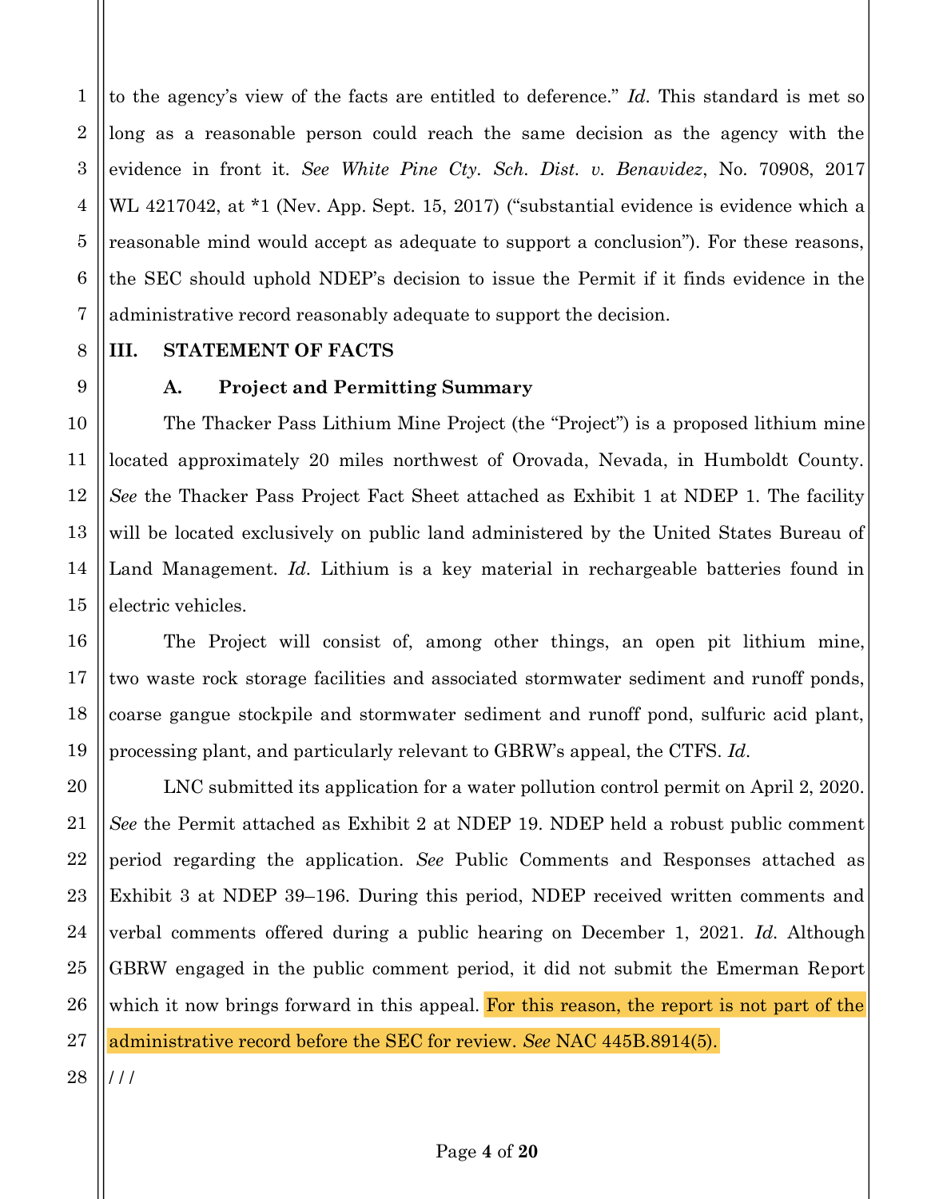to the agency's view of the facts are entitled to deference." *Id.* This standard is met so long as a reasonable person could reach the same decision as the agency with the evidence in front it. *See White Pine Cty. Sch. Dist. v. Benavidez*, No. 70908, 2017 WL 4217042, at *1 (Nev. App. Sept. 15, 2017) ("substantial evidence is evidence which a reasonable mind would accept as adequate to support a conclusion"). For these reasons, the SEC should uphold NDEP's decision to issue the Permit if it finds evidence in the administrative record reasonably adequate to support the decision.

## III. STATEMENT OF FACTS

### A. Project and Permitting Summary

The Thacker Pass Lithium Mine Project (the "Project") is a proposed lithium mine located approximately 20 miles northwest of Orovada, Nevada, in Humboldt County. *See* the Thacker Pass Project Fact Sheet attached as Exhibit 1 at NDEP 1. The facility will be located exclusively on public land administered by the United States Bureau of Land Management. *Id.* Lithium is a key material in rechargeable batteries found in electric vehicles.

The Project will consist of, among other things, an open pit lithium mine, two waste rock storage facilities and associated stormwater sediment and runoff ponds, coarse gangue stockpile and stormwater sediment and runoff pond, sulfuric acid plant, processing plant, and particularly relevant to GBRW's appeal, the CTFS. *Id.*

LNC submitted its application for a water pollution control permit on April 2, 2020. *See* the Permit attached as Exhibit 2 at NDEP 19. NDEP held a robust public comment period regarding the application. *See* Public Comments and Responses attached as Exhibit 3 at NDEP 39–196. During this period, NDEP received written comments and verbal comments offered during a public hearing on December 1, 2021. *Id.* Although GBRW engaged in the public comment period, it did not submit the Emerman Report which it now brings forward in this appeal. For this reason, the report is not part of the administrative record before the SEC for review. *See* NAC 445B.8914(5).

/ / /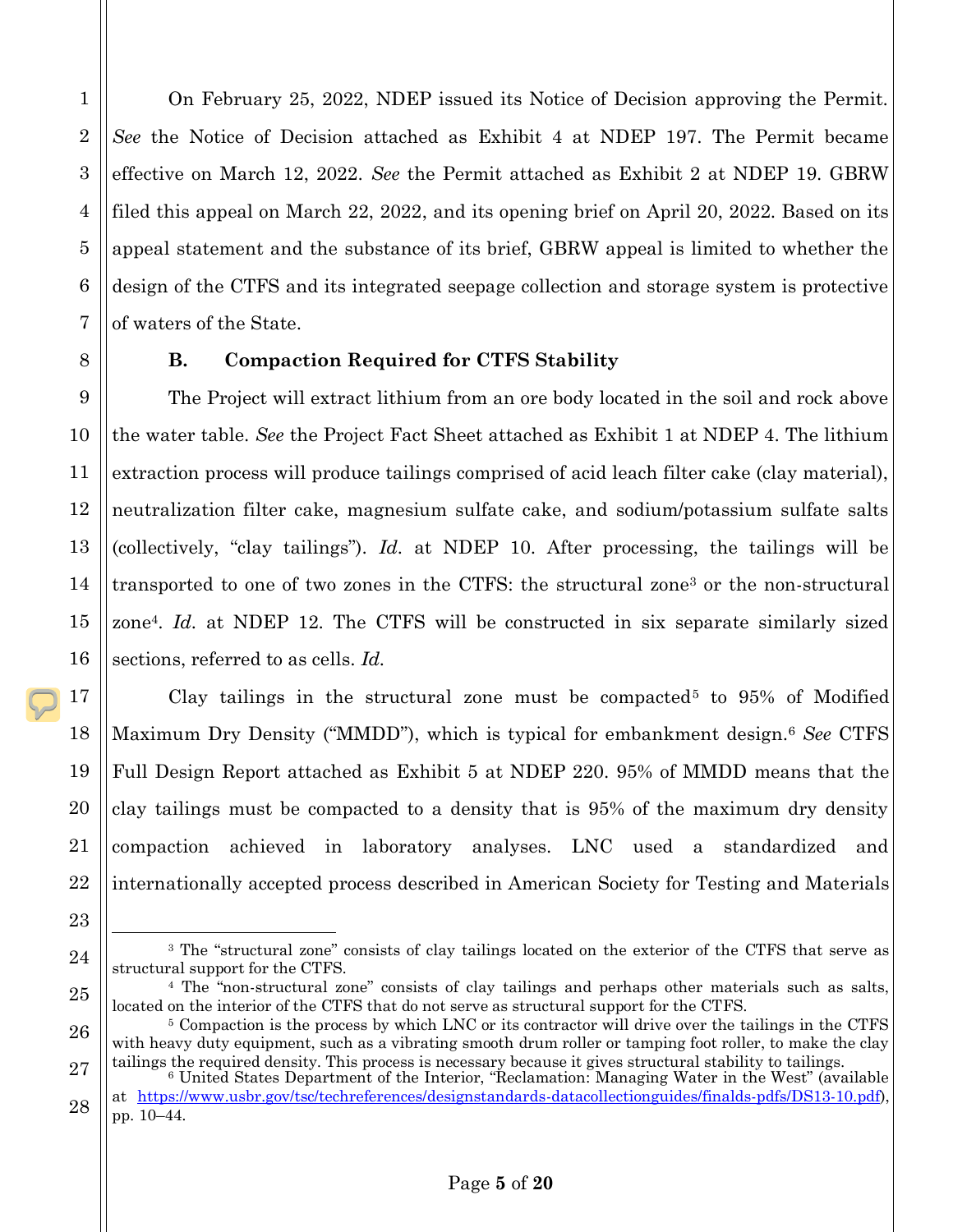On February 25, 2022, NDEP issued its Notice of Decision approving the Permit. *See* the Notice of Decision attached as Exhibit 4 at NDEP 197. The Permit became effective on March 12, 2022. *See* the Permit attached as Exhibit 2 at NDEP 19. GBRW filed this appeal on March 22, 2022, and its opening brief on April 20, 2022. Based on its appeal statement and the substance of its brief, GBRW appeal is limited to whether the design of the CTFS and its integrated seepage collection and storage system is protective of waters of the State.

### B. Compaction Required for CTFS Stability

The Project will extract lithium from an ore body located in the soil and rock above the water table. *See* the Project Fact Sheet attached as Exhibit 1 at NDEP 4. The lithium extraction process will produce tailings comprised of acid leach filter cake (clay material), neutralization filter cake, magnesium sulfate cake, and sodium/potassium sulfate salts (collectively, "clay tailings"). *Id.* at NDEP 10. After processing, the tailings will be transported to one of two zones in the CTFS: the structural zone[3] or the non-structural zone[4]. *Id.* at NDEP 12. The CTFS will be constructed in six separate similarly sized sections, referred to as cells. *Id.*

Clay tailings in the structural zone must be compacted[5] to 95% of Modified Maximum Dry Density ("MMDD"), which is typical for embankment design.[6] *See* CTFS Full Design Report attached as Exhibit 5 at NDEP 220. 95% of MMDD means that the clay tailings must be compacted to a density that is 95% of the maximum dry density compaction achieved in laboratory analyses. LNC used a standardized and internationally accepted process described in American Society for Testing and Materials

---

[3] The "structural zone" consists of clay tailings located on the exterior of the CTFS that serve as structural support for the CTFS.

[4] The "non-structural zone" consists of clay tailings and perhaps other materials such as salts, located on the interior of the CTFS that do not serve as structural support for the CTFS.

[5] Compaction is the process by which LNC or its contractor will drive over the tailings in the CTFS with heavy duty equipment, such as a vibrating smooth drum roller or tamping foot roller, to make the clay tailings the required density. This process is necessary because it gives structural stability to tailings.

[6] United States Department of the Interior, "Reclamation: Managing Water in the West" (available at https://www.usbr.gov/tsc/techreferences/designstandards-datacollectionguides/finalds-pdfs/DS13-10.pdf), pp. 10–44.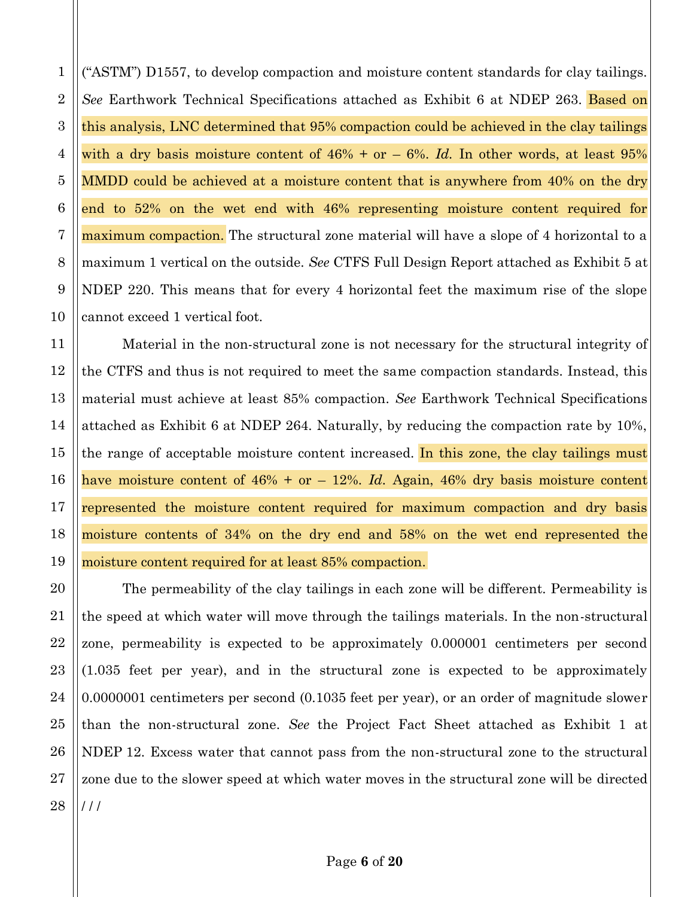("ASTM") D1557, to develop compaction and moisture content standards for clay tailings. *See* Earthwork Technical Specifications attached as Exhibit 6 at NDEP 263. Based on this analysis, LNC determined that 95% compaction could be achieved in the clay tailings with a dry basis moisture content of 46% + or – 6%. *Id.* In other words, at least 95% MMDD could be achieved at a moisture content that is anywhere from 40% on the dry end to 52% on the wet end with 46% representing moisture content required for maximum compaction. The structural zone material will have a slope of 4 horizontal to a maximum 1 vertical on the outside. *See* CTFS Full Design Report attached as Exhibit 5 at NDEP 220. This means that for every 4 horizontal feet the maximum rise of the slope cannot exceed 1 vertical foot.

Material in the non-structural zone is not necessary for the structural integrity of the CTFS and thus is not required to meet the same compaction standards. Instead, this material must achieve at least 85% compaction. *See* Earthwork Technical Specifications attached as Exhibit 6 at NDEP 264. Naturally, by reducing the compaction rate by 10%, the range of acceptable moisture content increased. In this zone, the clay tailings must have moisture content of 46% + or – 12%. *Id.* Again, 46% dry basis moisture content represented the moisture content required for maximum compaction and dry basis moisture contents of 34% on the dry end and 58% on the wet end represented the moisture content required for at least 85% compaction.

The permeability of the clay tailings in each zone will be different. Permeability is the speed at which water will move through the tailings materials. In the non-structural zone, permeability is expected to be approximately 0.000001 centimeters per second (1.035 feet per year), and in the structural zone is expected to be approximately 0.0000001 centimeters per second (0.1035 feet per year), or an order of magnitude slower than the non-structural zone. *See* the Project Fact Sheet attached as Exhibit 1 at NDEP 12. Excess water that cannot pass from the non-structural zone to the structural zone due to the slower speed at which water moves in the structural zone will be directed

/ / /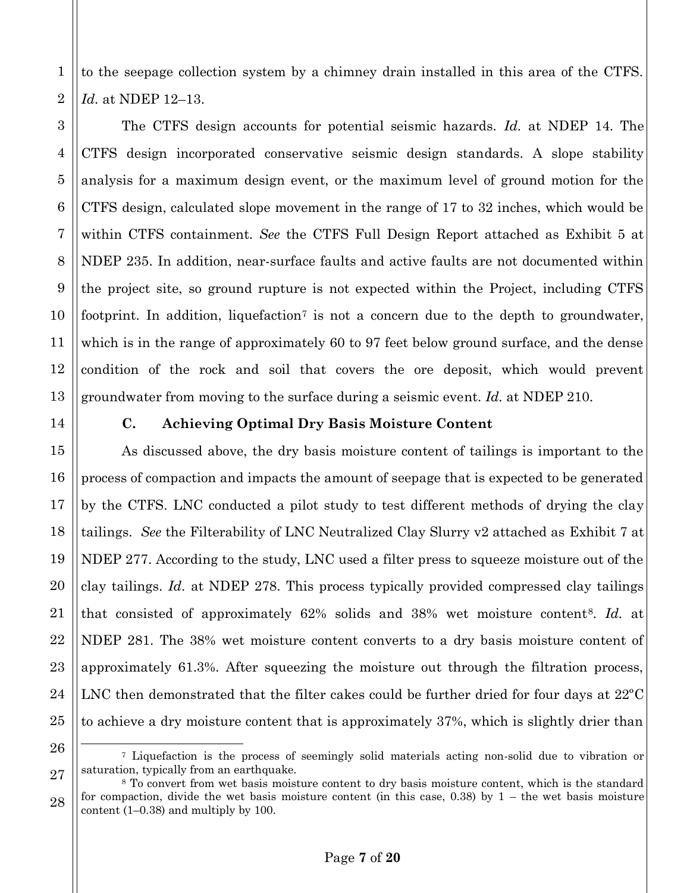to the seepage collection system by a chimney drain installed in this area of the CTFS. *Id.* at NDEP 12–13.

The CTFS design accounts for potential seismic hazards. *Id.* at NDEP 14. The CTFS design incorporated conservative seismic design standards. A slope stability analysis for a maximum design event, or the maximum level of ground motion for the CTFS design, calculated slope movement in the range of 17 to 32 inches, which would be within CTFS containment. *See* the CTFS Full Design Report attached as Exhibit 5 at NDEP 235. In addition, near-surface faults and active faults are not documented within the project site, so ground rupture is not expected within the Project, including CTFS footprint. In addition, liquefaction[7] is not a concern due to the depth to groundwater, which is in the range of approximately 60 to 97 feet below ground surface, and the dense condition of the rock and soil that covers the ore deposit, which would prevent groundwater from moving to the surface during a seismic event. *Id.* at NDEP 210.

### C. Achieving Optimal Dry Basis Moisture Content

As discussed above, the dry basis moisture content of tailings is important to the process of compaction and impacts the amount of seepage that is expected to be generated by the CTFS. LNC conducted a pilot study to test different methods of drying the clay tailings. *See* the Filterability of LNC Neutralized Clay Slurry v2 attached as Exhibit 7 at NDEP 277. According to the study, LNC used a filter press to squeeze moisture out of the clay tailings. *Id.* at NDEP 278. This process typically provided compressed clay tailings that consisted of approximately 62% solids and 38% wet moisture content[8]. *Id.* at NDEP 281. The 38% wet moisture content converts to a dry basis moisture content of approximately 61.3%. After squeezing the moisture out through the filtration process, LNC then demonstrated that the filter cakes could be further dried for four days at 22°C to achieve a dry moisture content that is approximately 37%, which is slightly drier than

---

[7] Liquefaction is the process of seemingly solid materials acting non-solid due to vibration or saturation, typically from an earthquake.

[8] To convert from wet basis moisture content to dry basis moisture content, which is the standard for compaction, divide the wet basis moisture content (in this case, 0.38) by 1 – the wet basis moisture content (1–0.38) and multiply by 100.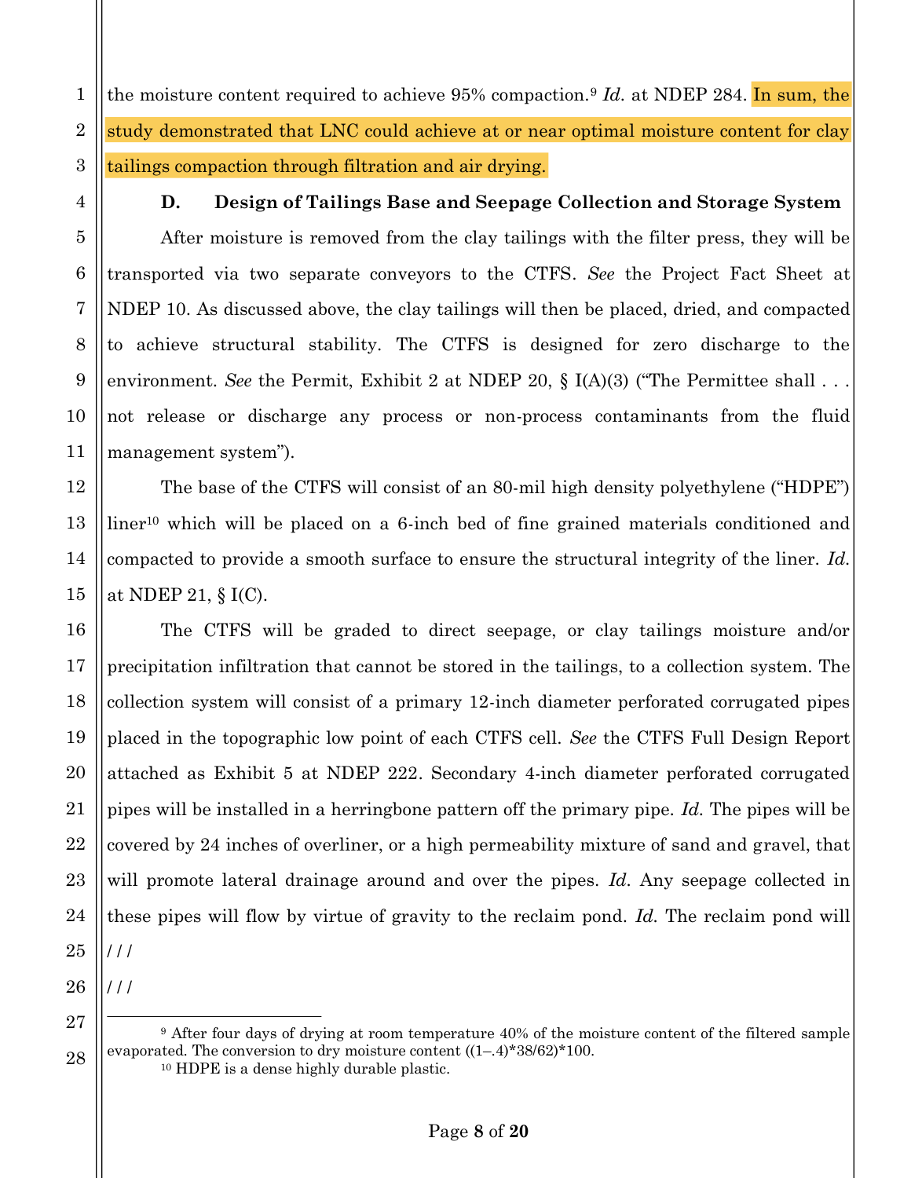the moisture content required to achieve 95% compaction.[9] *Id.* at NDEP 284. In sum, the study demonstrated that LNC could achieve at or near optimal moisture content for clay tailings compaction through filtration and air drying.

### D. Design of Tailings Base and Seepage Collection and Storage System

After moisture is removed from the clay tailings with the filter press, they will be transported via two separate conveyors to the CTFS. *See* the Project Fact Sheet at NDEP 10. As discussed above, the clay tailings will then be placed, dried, and compacted to achieve structural stability. The CTFS is designed for zero discharge to the environment. *See* the Permit, Exhibit 2 at NDEP 20, § I(A)(3) ("The Permittee shall . . . not release or discharge any process or non-process contaminants from the fluid management system").

The base of the CTFS will consist of an 80-mil high density polyethylene ("HDPE") liner[10] which will be placed on a 6-inch bed of fine grained materials conditioned and compacted to provide a smooth surface to ensure the structural integrity of the liner. *Id.* at NDEP 21, § I(C).

The CTFS will be graded to direct seepage, or clay tailings moisture and/or precipitation infiltration that cannot be stored in the tailings, to a collection system. The collection system will consist of a primary 12-inch diameter perforated corrugated pipes placed in the topographic low point of each CTFS cell. *See* the CTFS Full Design Report attached as Exhibit 5 at NDEP 222. Secondary 4-inch diameter perforated corrugated pipes will be installed in a herringbone pattern off the primary pipe. *Id.* The pipes will be covered by 24 inches of overliner, or a high permeability mixture of sand and gravel, that will promote lateral drainage around and over the pipes. *Id.* Any seepage collected in these pipes will flow by virtue of gravity to the reclaim pond. *Id.* The reclaim pond will

/ / /

/ / /

---

[9] After four days of drying at room temperature 40% of the moisture content of the filtered sample evaporated. The conversion to dry moisture content ((1–.4)*38/62)*100.

[10] HDPE is a dense highly durable plastic.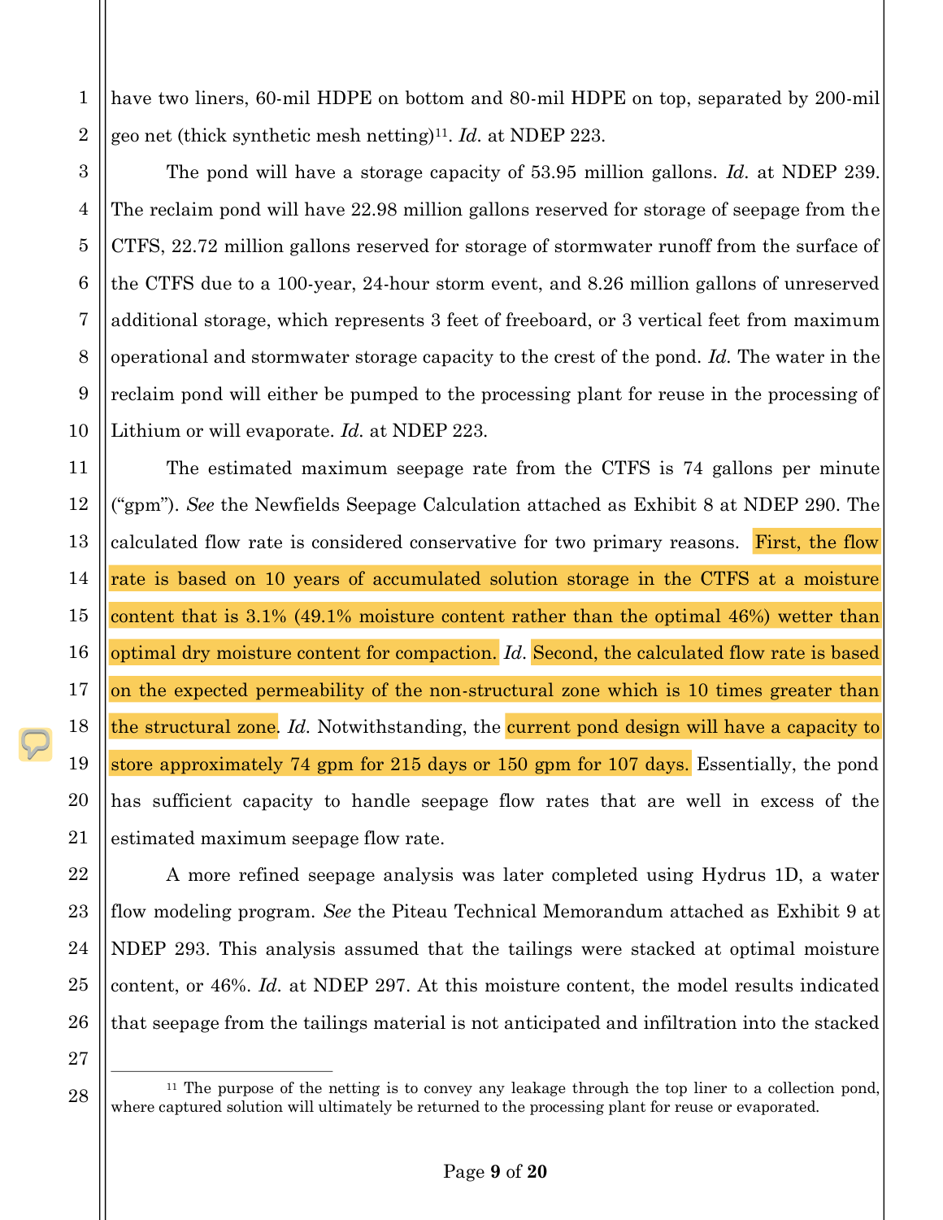have two liners, 60-mil HDPE on bottom and 80-mil HDPE on top, separated by 200-mil geo net (thick synthetic mesh netting)[11]. *Id.* at NDEP 223.

The pond will have a storage capacity of 53.95 million gallons. *Id.* at NDEP 239. The reclaim pond will have 22.98 million gallons reserved for storage of seepage from the CTFS, 22.72 million gallons reserved for storage of stormwater runoff from the surface of the CTFS due to a 100-year, 24-hour storm event, and 8.26 million gallons of unreserved additional storage, which represents 3 feet of freeboard, or 3 vertical feet from maximum operational and stormwater storage capacity to the crest of the pond. *Id.* The water in the reclaim pond will either be pumped to the processing plant for reuse in the processing of Lithium or will evaporate. *Id.* at NDEP 223.

The estimated maximum seepage rate from the CTFS is 74 gallons per minute ("gpm"). *See* the Newfields Seepage Calculation attached as Exhibit 8 at NDEP 290. The calculated flow rate is considered conservative for two primary reasons. First, the flow rate is based on 10 years of accumulated solution storage in the CTFS at a moisture content that is 3.1% (49.1% moisture content rather than the optimal 46%) wetter than optimal dry moisture content for compaction. *Id.* Second, the calculated flow rate is based on the expected permeability of the non-structural zone which is 10 times greater than the structural zone. *Id.* Notwithstanding, the current pond design will have a capacity to store approximately 74 gpm for 215 days or 150 gpm for 107 days. Essentially, the pond has sufficient capacity to handle seepage flow rates that are well in excess of the estimated maximum seepage flow rate.

A more refined seepage analysis was later completed using Hydrus 1D, a water flow modeling program. *See* the Piteau Technical Memorandum attached as Exhibit 9 at NDEP 293. This analysis assumed that the tailings were stacked at optimal moisture content, or 46%. *Id.* at NDEP 297. At this moisture content, the model results indicated that seepage from the tailings material is not anticipated and infiltration into the stacked

---

[11] The purpose of the netting is to convey any leakage through the top liner to a collection pond, where captured solution will ultimately be returned to the processing plant for reuse or evaporated.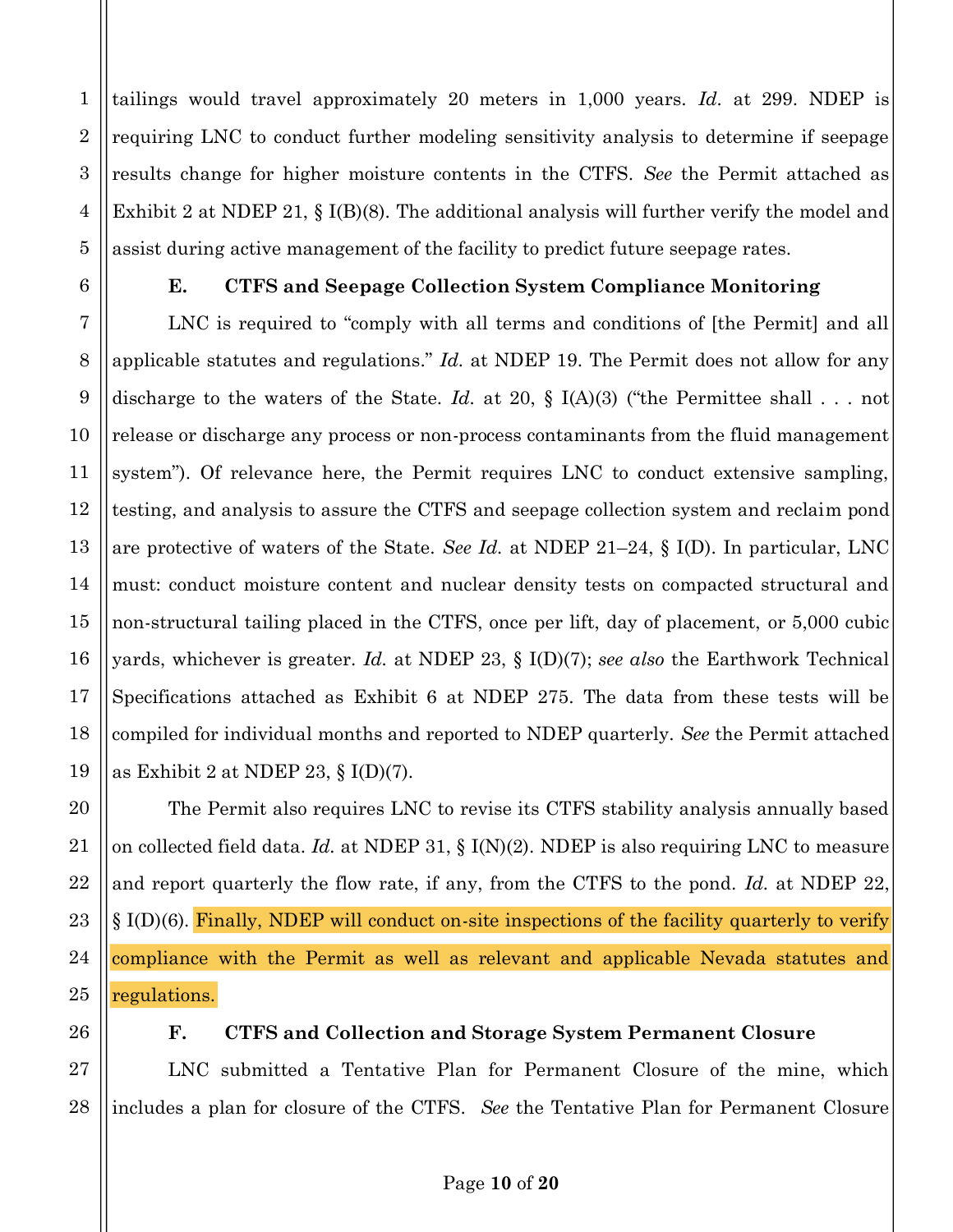tailings would travel approximately 20 meters in 1,000 years. *Id.* at 299. NDEP is requiring LNC to conduct further modeling sensitivity analysis to determine if seepage results change for higher moisture contents in the CTFS. *See* the Permit attached as Exhibit 2 at NDEP 21, § I(B)(8). The additional analysis will further verify the model and assist during active management of the facility to predict future seepage rates.

### E. CTFS and Seepage Collection System Compliance Monitoring

LNC is required to "comply with all terms and conditions of [the Permit] and all applicable statutes and regulations." *Id.* at NDEP 19. The Permit does not allow for any discharge to the waters of the State. *Id.* at 20, § I(A)(3) ("the Permittee shall . . . not release or discharge any process or non-process contaminants from the fluid management system"). Of relevance here, the Permit requires LNC to conduct extensive sampling, testing, and analysis to assure the CTFS and seepage collection system and reclaim pond are protective of waters of the State. *See Id.* at NDEP 21–24, § I(D). In particular, LNC must: conduct moisture content and nuclear density tests on compacted structural and non-structural tailing placed in the CTFS, once per lift, day of placement, or 5,000 cubic yards, whichever is greater. *Id.* at NDEP 23, § I(D)(7); *see also* the Earthwork Technical Specifications attached as Exhibit 6 at NDEP 275. The data from these tests will be compiled for individual months and reported to NDEP quarterly. *See* the Permit attached as Exhibit 2 at NDEP 23, § I(D)(7).

The Permit also requires LNC to revise its CTFS stability analysis annually based on collected field data. *Id.* at NDEP 31, § I(N)(2). NDEP is also requiring LNC to measure and report quarterly the flow rate, if any, from the CTFS to the pond. *Id.* at NDEP 22, § I(D)(6). Finally, NDEP will conduct on-site inspections of the facility quarterly to verify compliance with the Permit as well as relevant and applicable Nevada statutes and regulations.

### F. CTFS and Collection and Storage System Permanent Closure

LNC submitted a Tentative Plan for Permanent Closure of the mine, which includes a plan for closure of the CTFS. *See* the Tentative Plan for Permanent Closure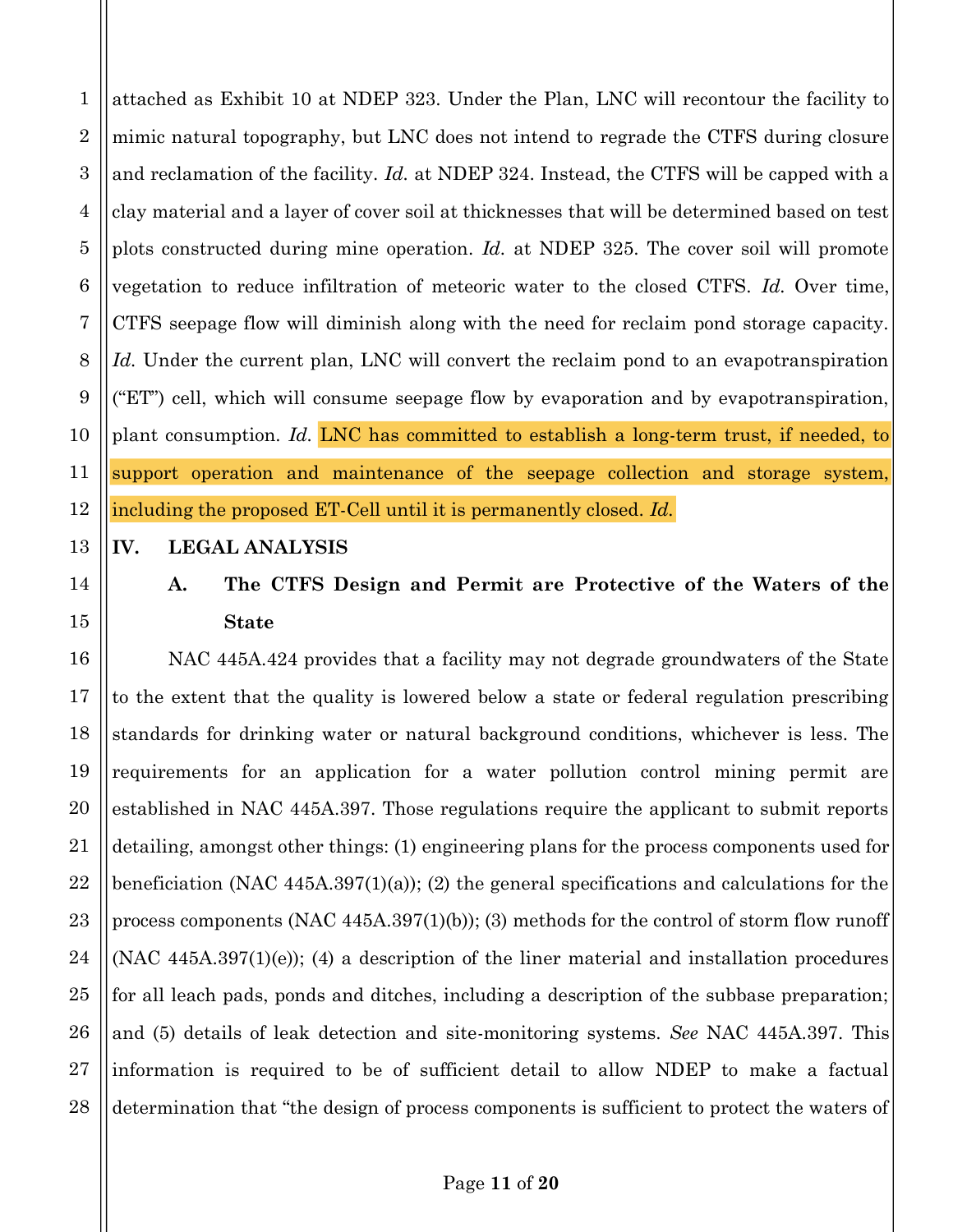attached as Exhibit 10 at NDEP 323. Under the Plan, LNC will recontour the facility to mimic natural topography, but LNC does not intend to regrade the CTFS during closure and reclamation of the facility. *Id.* at NDEP 324. Instead, the CTFS will be capped with a clay material and a layer of cover soil at thicknesses that will be determined based on test plots constructed during mine operation. *Id.* at NDEP 325. The cover soil will promote vegetation to reduce infiltration of meteoric water to the closed CTFS. *Id.* Over time, CTFS seepage flow will diminish along with the need for reclaim pond storage capacity. *Id.* Under the current plan, LNC will convert the reclaim pond to an evapotranspiration ("ET") cell, which will consume seepage flow by evaporation and by evapotranspiration, plant consumption. *Id.* LNC has committed to establish a long-term trust, if needed, to support operation and maintenance of the seepage collection and storage system, including the proposed ET-Cell until it is permanently closed. *Id.*

## IV. LEGAL ANALYSIS

### A. The CTFS Design and Permit are Protective of the Waters of the State

NAC 445A.424 provides that a facility may not degrade groundwaters of the State to the extent that the quality is lowered below a state or federal regulation prescribing standards for drinking water or natural background conditions, whichever is less. The requirements for an application for a water pollution control mining permit are established in NAC 445A.397. Those regulations require the applicant to submit reports detailing, amongst other things: (1) engineering plans for the process components used for beneficiation (NAC 445A.397(1)(a)); (2) the general specifications and calculations for the process components (NAC 445A.397(1)(b)); (3) methods for the control of storm flow runoff (NAC 445A.397(1)(e)); (4) a description of the liner material and installation procedures for all leach pads, ponds and ditches, including a description of the subbase preparation; and (5) details of leak detection and site-monitoring systems. *See* NAC 445A.397. This information is required to be of sufficient detail to allow NDEP to make a factual determination that "the design of process components is sufficient to protect the waters of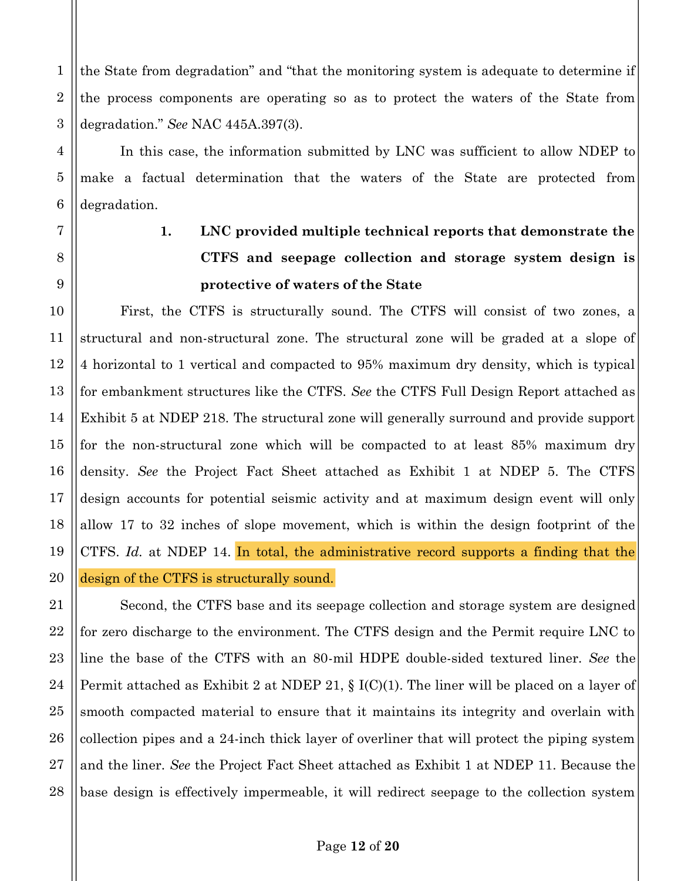the State from degradation" and "that the monitoring system is adequate to determine if the process components are operating so as to protect the waters of the State from degradation." *See* NAC 445A.397(3).

In this case, the information submitted by LNC was sufficient to allow NDEP to make a factual determination that the waters of the State are protected from degradation.

**1. LNC provided multiple technical reports that demonstrate the CTFS and seepage collection and storage system design is protective of waters of the State**

First, the CTFS is structurally sound. The CTFS will consist of two zones, a structural and non-structural zone. The structural zone will be graded at a slope of 4 horizontal to 1 vertical and compacted to 95% maximum dry density, which is typical for embankment structures like the CTFS. *See* the CTFS Full Design Report attached as Exhibit 5 at NDEP 218. The structural zone will generally surround and provide support for the non-structural zone which will be compacted to at least 85% maximum dry density. *See* the Project Fact Sheet attached as Exhibit 1 at NDEP 5. The CTFS design accounts for potential seismic activity and at maximum design event will only allow 17 to 32 inches of slope movement, which is within the design footprint of the CTFS. *Id.* at NDEP 14. In total, the administrative record supports a finding that the design of the CTFS is structurally sound.

Second, the CTFS base and its seepage collection and storage system are designed for zero discharge to the environment. The CTFS design and the Permit require LNC to line the base of the CTFS with an 80-mil HDPE double-sided textured liner. *See* the Permit attached as Exhibit 2 at NDEP 21, § I(C)(1). The liner will be placed on a layer of smooth compacted material to ensure that it maintains its integrity and overlain with collection pipes and a 24-inch thick layer of overliner that will protect the piping system and the liner. *See* the Project Fact Sheet attached as Exhibit 1 at NDEP 11. Because the base design is effectively impermeable, it will redirect seepage to the collection system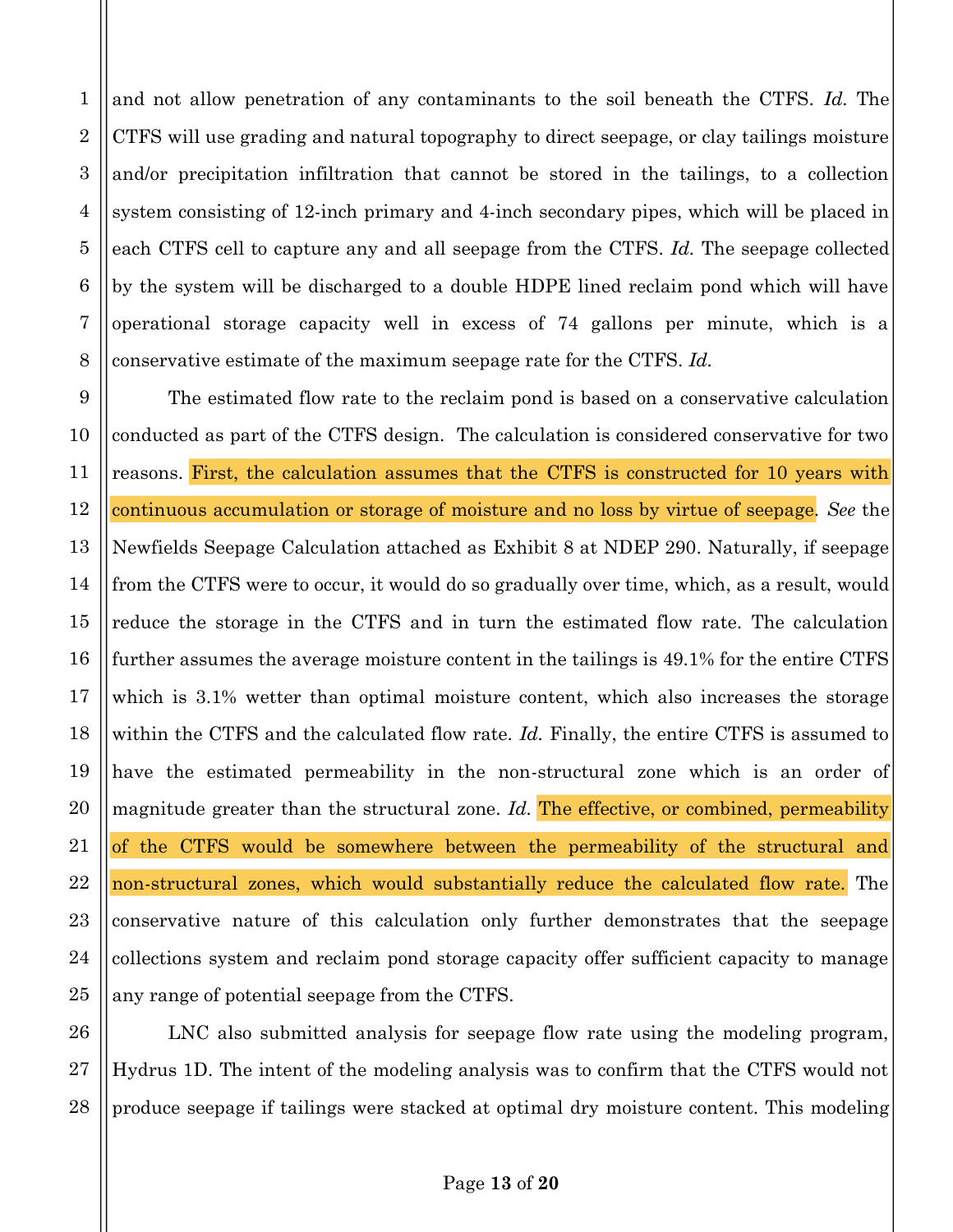and not allow penetration of any contaminants to the soil beneath the CTFS. *Id.* The CTFS will use grading and natural topography to direct seepage, or clay tailings moisture and/or precipitation infiltration that cannot be stored in the tailings, to a collection system consisting of 12-inch primary and 4-inch secondary pipes, which will be placed in each CTFS cell to capture any and all seepage from the CTFS. *Id.* The seepage collected by the system will be discharged to a double HDPE lined reclaim pond which will have operational storage capacity well in excess of 74 gallons per minute, which is a conservative estimate of the maximum seepage rate for the CTFS. *Id.*

The estimated flow rate to the reclaim pond is based on a conservative calculation conducted as part of the CTFS design. The calculation is considered conservative for two reasons. First, the calculation assumes that the CTFS is constructed for 10 years with continuous accumulation or storage of moisture and no loss by virtue of seepage. *See* the Newfields Seepage Calculation attached as Exhibit 8 at NDEP 290. Naturally, if seepage from the CTFS were to occur, it would do so gradually over time, which, as a result, would reduce the storage in the CTFS and in turn the estimated flow rate. The calculation further assumes the average moisture content in the tailings is 49.1% for the entire CTFS which is 3.1% wetter than optimal moisture content, which also increases the storage within the CTFS and the calculated flow rate. *Id.* Finally, the entire CTFS is assumed to have the estimated permeability in the non-structural zone which is an order of magnitude greater than the structural zone. *Id.* The effective, or combined, permeability of the CTFS would be somewhere between the permeability of the structural and non-structural zones, which would substantially reduce the calculated flow rate. The conservative nature of this calculation only further demonstrates that the seepage collections system and reclaim pond storage capacity offer sufficient capacity to manage any range of potential seepage from the CTFS.

LNC also submitted analysis for seepage flow rate using the modeling program, Hydrus 1D. The intent of the modeling analysis was to confirm that the CTFS would not produce seepage if tailings were stacked at optimal dry moisture content. This modeling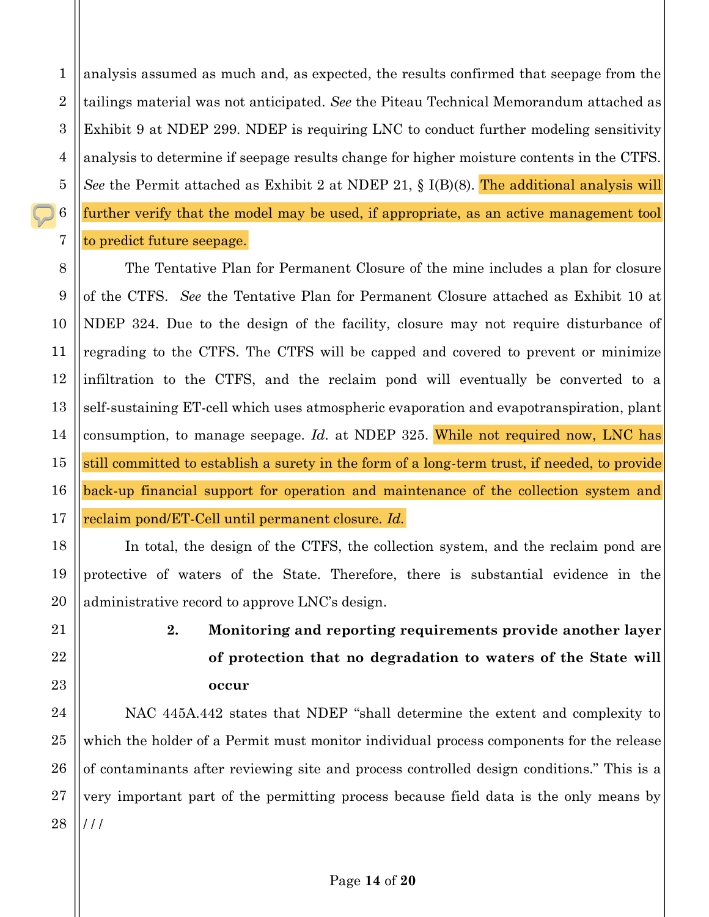analysis assumed as much and, as expected, the results confirmed that seepage from the tailings material was not anticipated. *See* the Piteau Technical Memorandum attached as Exhibit 9 at NDEP 299. NDEP is requiring LNC to conduct further modeling sensitivity analysis to determine if seepage results change for higher moisture contents in the CTFS. *See* the Permit attached as Exhibit 2 at NDEP 21, § I(B)(8). The additional analysis will further verify that the model may be used, if appropriate, as an active management tool to predict future seepage.

The Tentative Plan for Permanent Closure of the mine includes a plan for closure of the CTFS. *See* the Tentative Plan for Permanent Closure attached as Exhibit 10 at NDEP 324. Due to the design of the facility, closure may not require disturbance of regrading to the CTFS. The CTFS will be capped and covered to prevent or minimize infiltration to the CTFS, and the reclaim pond will eventually be converted to a self-sustaining ET-cell which uses atmospheric evaporation and evapotranspiration, plant consumption, to manage seepage. *Id.* at NDEP 325. While not required now, LNC has still committed to establish a surety in the form of a long-term trust, if needed, to provide back-up financial support for operation and maintenance of the collection system and reclaim pond/ET-Cell until permanent closure. *Id.*

In total, the design of the CTFS, the collection system, and the reclaim pond are protective of waters of the State. Therefore, there is substantial evidence in the administrative record to approve LNC's design.

**2. Monitoring and reporting requirements provide another layer of protection that no degradation to waters of the State will occur**

NAC 445A.442 states that NDEP "shall determine the extent and complexity to which the holder of a Permit must monitor individual process components for the release of contaminants after reviewing site and process controlled design conditions." This is a very important part of the permitting process because field data is the only means by

/ / /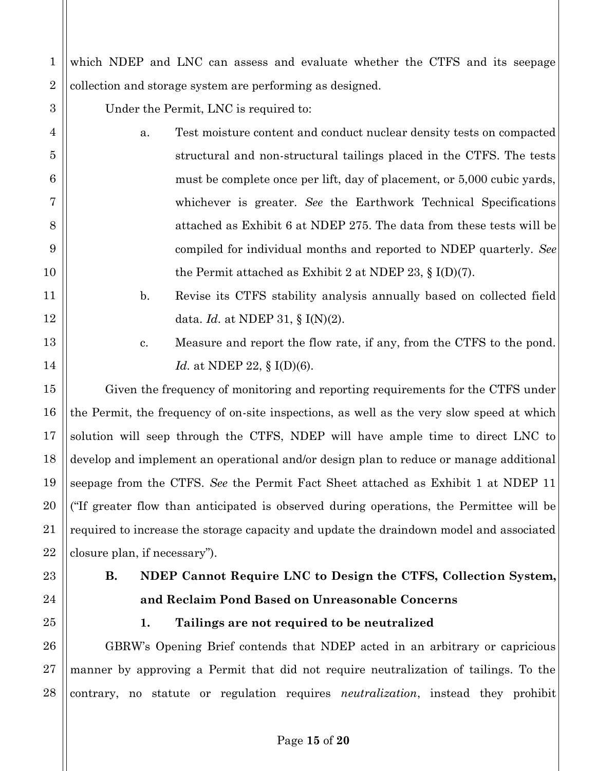which NDEP and LNC can assess and evaluate whether the CTFS and its seepage collection and storage system are performing as designed.

Under the Permit, LNC is required to:

a. Test moisture content and conduct nuclear density tests on compacted structural and non-structural tailings placed in the CTFS. The tests must be complete once per lift, day of placement, or 5,000 cubic yards, whichever is greater. *See* the Earthwork Technical Specifications attached as Exhibit 6 at NDEP 275. The data from these tests will be compiled for individual months and reported to NDEP quarterly. *See* the Permit attached as Exhibit 2 at NDEP 23, § I(D)(7).

b. Revise its CTFS stability analysis annually based on collected field data. *Id.* at NDEP 31, § I(N)(2).

c. Measure and report the flow rate, if any, from the CTFS to the pond. *Id.* at NDEP 22, § I(D)(6).

Given the frequency of monitoring and reporting requirements for the CTFS under the Permit, the frequency of on-site inspections, as well as the very slow speed at which solution will seep through the CTFS, NDEP will have ample time to direct LNC to develop and implement an operational and/or design plan to reduce or manage additional seepage from the CTFS. *See* the Permit Fact Sheet attached as Exhibit 1 at NDEP 11 ("If greater flow than anticipated is observed during operations, the Permittee will be required to increase the storage capacity and update the draindown model and associated closure plan, if necessary").

### B. NDEP Cannot Require LNC to Design the CTFS, Collection System, and Reclaim Pond Based on Unreasonable Concerns

#### 1. Tailings are not required to be neutralized

GBRW's Opening Brief contends that NDEP acted in an arbitrary or capricious manner by approving a Permit that did not require neutralization of tailings. To the contrary, no statute or regulation requires *neutralization*, instead they prohibit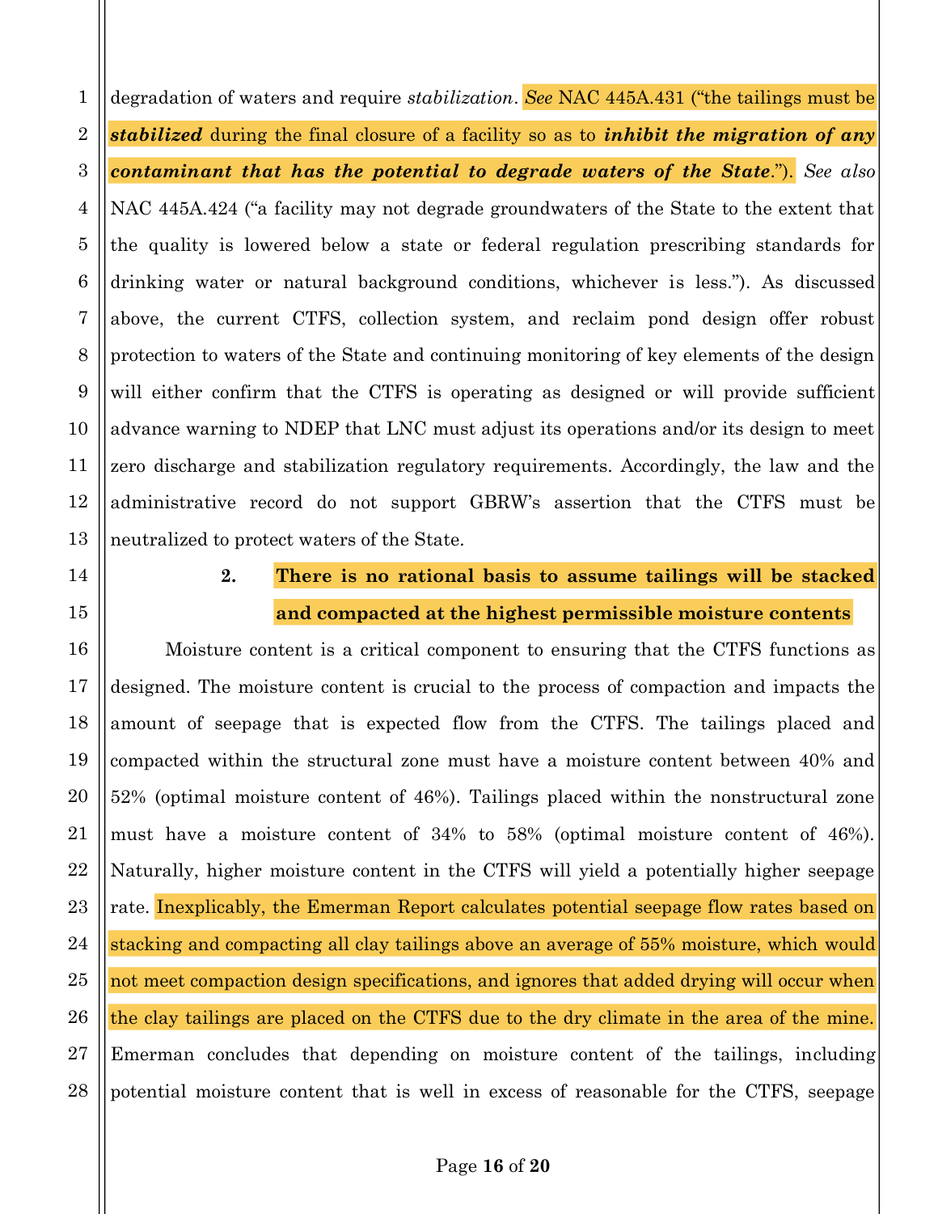degradation of waters and require *stabilization*. *See* NAC 445A.431 ("the tailings must be ***stabilized*** during the final closure of a facility so as to ***inhibit the migration of any contaminant that has the potential to degrade waters of the State***."). *See also* NAC 445A.424 ("a facility may not degrade groundwaters of the State to the extent that the quality is lowered below a state or federal regulation prescribing standards for drinking water or natural background conditions, whichever is less."). As discussed above, the current CTFS, collection system, and reclaim pond design offer robust protection to waters of the State and continuing monitoring of key elements of the design will either confirm that the CTFS is operating as designed or will provide sufficient advance warning to NDEP that LNC must adjust its operations and/or its design to meet zero discharge and stabilization regulatory requirements. Accordingly, the law and the administrative record do not support GBRW's assertion that the CTFS must be neutralized to protect waters of the State.

### 2. There is no rational basis to assume tailings will be stacked and compacted at the highest permissible moisture contents

Moisture content is a critical component to ensuring that the CTFS functions as designed. The moisture content is crucial to the process of compaction and impacts the amount of seepage that is expected flow from the CTFS. The tailings placed and compacted within the structural zone must have a moisture content between 40% and 52% (optimal moisture content of 46%). Tailings placed within the nonstructural zone must have a moisture content of 34% to 58% (optimal moisture content of 46%). Naturally, higher moisture content in the CTFS will yield a potentially higher seepage rate. Inexplicably, the Emerman Report calculates potential seepage flow rates based on stacking and compacting all clay tailings above an average of 55% moisture, which would not meet compaction design specifications, and ignores that added drying will occur when the clay tailings are placed on the CTFS due to the dry climate in the area of the mine. Emerman concludes that depending on moisture content of the tailings, including potential moisture content that is well in excess of reasonable for the CTFS, seepage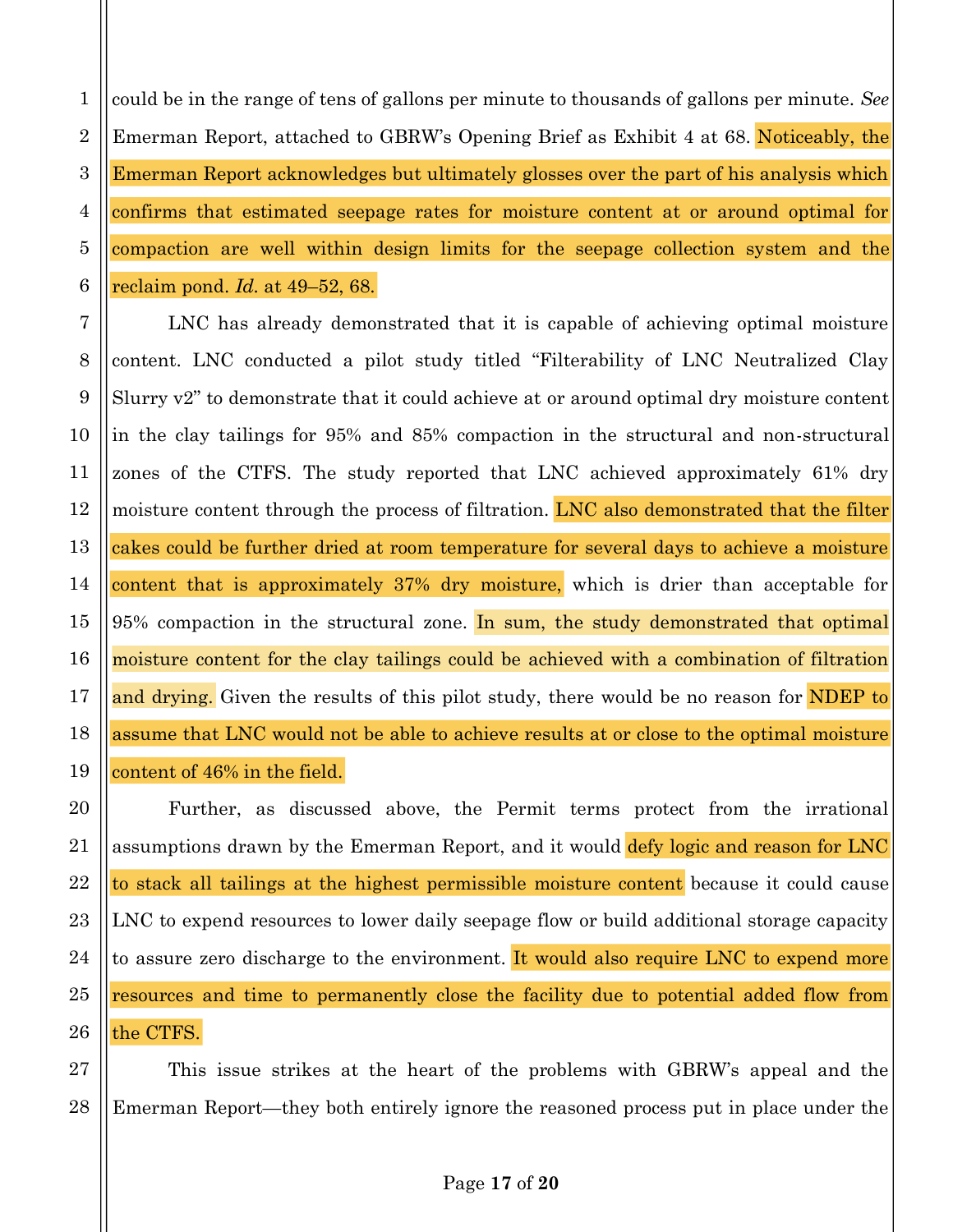could be in the range of tens of gallons per minute to thousands of gallons per minute. *See* Emerman Report, attached to GBRW's Opening Brief as Exhibit 4 at 68. Noticeably, the Emerman Report acknowledges but ultimately glosses over the part of his analysis which confirms that estimated seepage rates for moisture content at or around optimal for compaction are well within design limits for the seepage collection system and the reclaim pond. *Id.* at 49–52, 68.

LNC has already demonstrated that it is capable of achieving optimal moisture content. LNC conducted a pilot study titled "Filterability of LNC Neutralized Clay Slurry v2" to demonstrate that it could achieve at or around optimal dry moisture content in the clay tailings for 95% and 85% compaction in the structural and non-structural zones of the CTFS. The study reported that LNC achieved approximately 61% dry moisture content through the process of filtration. LNC also demonstrated that the filter cakes could be further dried at room temperature for several days to achieve a moisture content that is approximately 37% dry moisture, which is drier than acceptable for 95% compaction in the structural zone. In sum, the study demonstrated that optimal moisture content for the clay tailings could be achieved with a combination of filtration and drying. Given the results of this pilot study, there would be no reason for NDEP to assume that LNC would not be able to achieve results at or close to the optimal moisture content of 46% in the field.

Further, as discussed above, the Permit terms protect from the irrational assumptions drawn by the Emerman Report, and it would defy logic and reason for LNC to stack all tailings at the highest permissible moisture content because it could cause LNC to expend resources to lower daily seepage flow or build additional storage capacity to assure zero discharge to the environment. It would also require LNC to expend more resources and time to permanently close the facility due to potential added flow from the CTFS.

This issue strikes at the heart of the problems with GBRW's appeal and the Emerman Report—they both entirely ignore the reasoned process put in place under the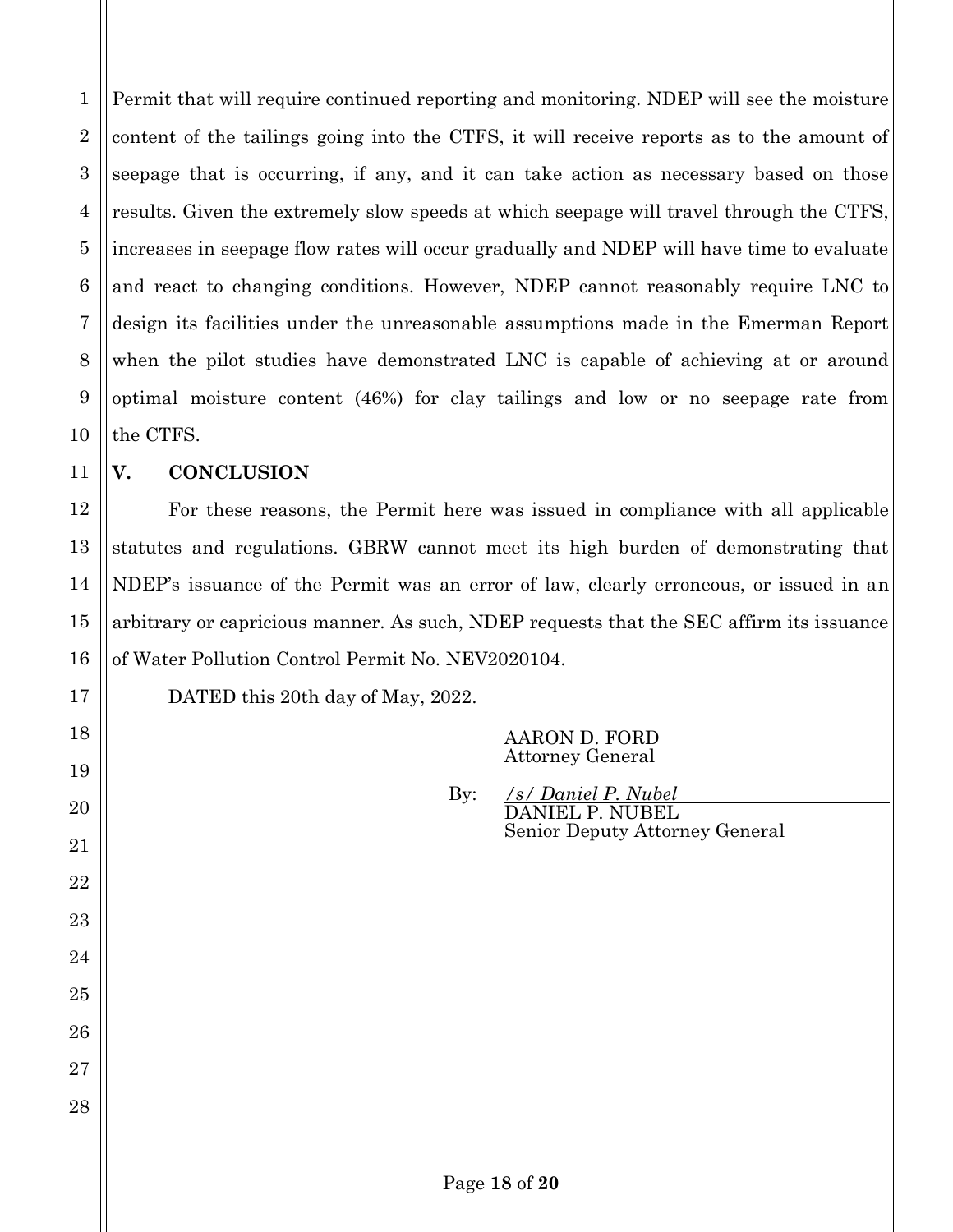Permit that will require continued reporting and monitoring. NDEP will see the moisture content of the tailings going into the CTFS, it will receive reports as to the amount of seepage that is occurring, if any, and it can take action as necessary based on those results. Given the extremely slow speeds at which seepage will travel through the CTFS, increases in seepage flow rates will occur gradually and NDEP will have time to evaluate and react to changing conditions. However, NDEP cannot reasonably require LNC to design its facilities under the unreasonable assumptions made in the Emerman Report when the pilot studies have demonstrated LNC is capable of achieving at or around optimal moisture content (46%) for clay tailings and low or no seepage rate from the CTFS.

## V. CONCLUSION

For these reasons, the Permit here was issued in compliance with all applicable statutes and regulations. GBRW cannot meet its high burden of demonstrating that NDEP's issuance of the Permit was an error of law, clearly erroneous, or issued in an arbitrary or capricious manner. As such, NDEP requests that the SEC affirm its issuance of Water Pollution Control Permit No. NEV2020104.

DATED this 20th day of May, 2022.

AARON D. FORD
Attorney General

By: */s/ Daniel P. Nubel*
DANIEL P. NUBEL
Senior Deputy Attorney General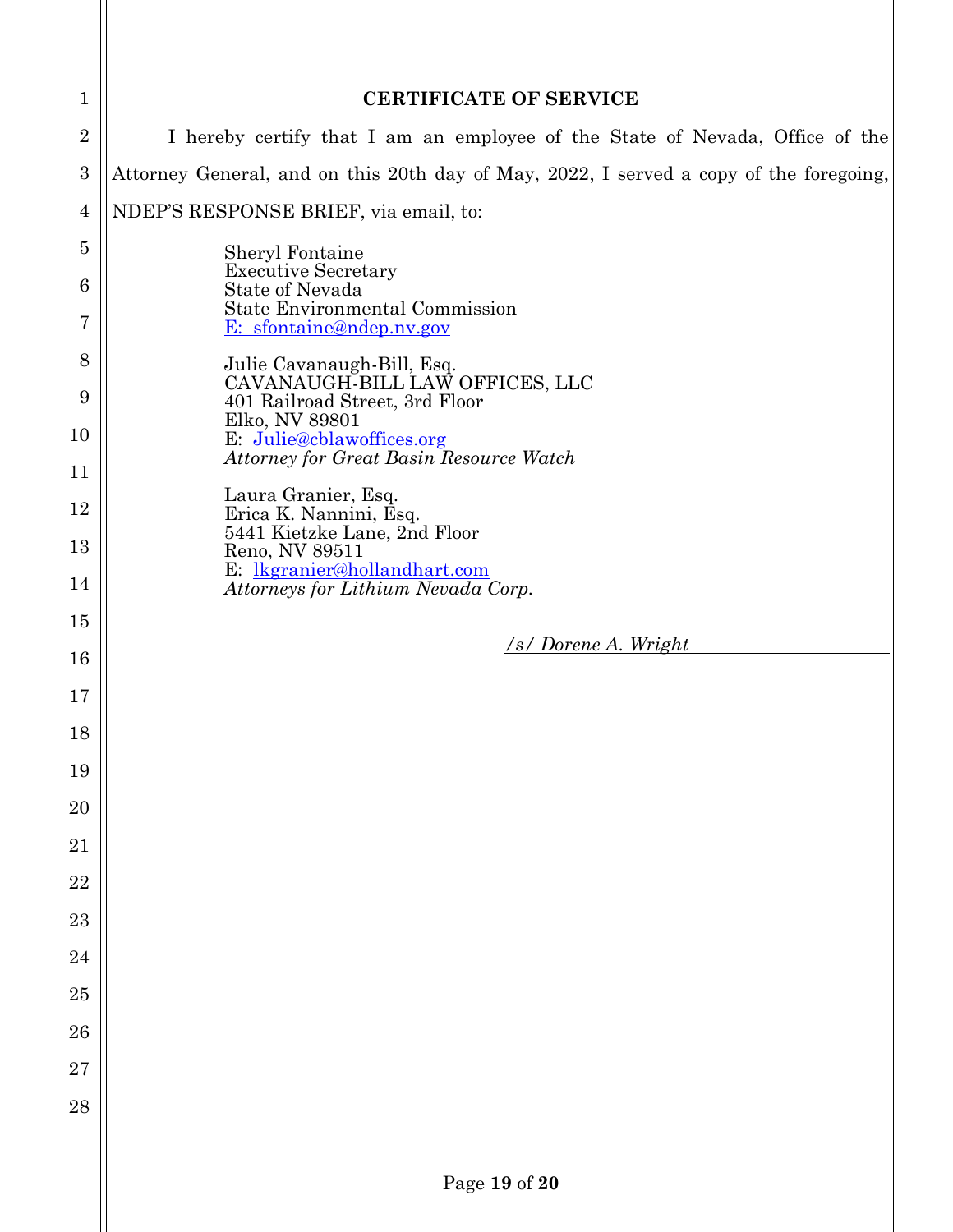## CERTIFICATE OF SERVICE

I hereby certify that I am an employee of the State of Nevada, Office of the Attorney General, and on this 20th day of May, 2022, I served a copy of the foregoing, NDEP'S RESPONSE BRIEF, via email, to:

Sheryl Fontaine
Executive Secretary
State of Nevada
State Environmental Commission
E: sfontaine@ndep.nv.gov

Julie Cavanaugh-Bill, Esq.
CAVANAUGH-BILL LAW OFFICES, LLC
401 Railroad Street, 3rd Floor
Elko, NV 89801
E: Julie@cblawoffices.org
*Attorney for Great Basin Resource Watch*

Laura Granier, Esq.
Erica K. Nannini, Esq.
5441 Kietzke Lane, 2nd Floor
Reno, NV 89511
E: lkgranier@hollandhart.com
*Attorneys for Lithium Nevada Corp.*

*/s/ Dorene A. Wright*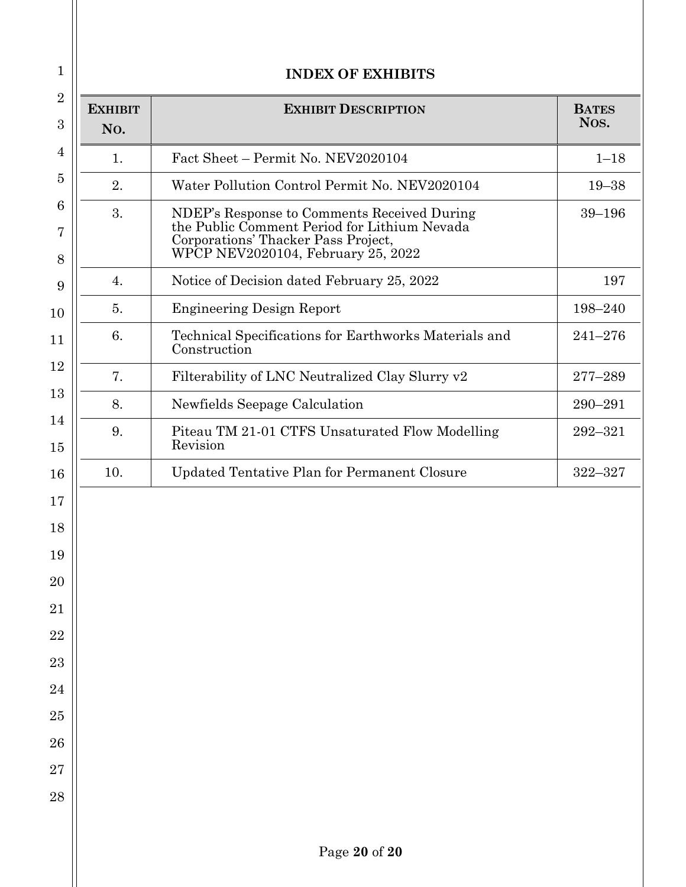**INDEX OF EXHIBITS**

| EXHIBIT NO. | EXHIBIT DESCRIPTION | BATES NOS. |
|---|---|---|
| 1. | Fact Sheet – Permit No. NEV2020104 | 1–18 |
| 2. | Water Pollution Control Permit No. NEV2020104 | 19–38 |
| 3. | NDEP's Response to Comments Received During the Public Comment Period for Lithium Nevada Corporations' Thacker Pass Project, WPCP NEV2020104, February 25, 2022 | 39–196 |
| 4. | Notice of Decision dated February 25, 2022 | 197 |
| 5. | Engineering Design Report | 198–240 |
| 6. | Technical Specifications for Earthworks Materials and Construction | 241–276 |
| 7. | Filterability of LNC Neutralized Clay Slurry v2 | 277–289 |
| 8. | Newfields Seepage Calculation | 290–291 |
| 9. | Piteau TM 21-01 CTFS Unsaturated Flow Modelling Revision | 292–321 |
| 10. | Updated Tentative Plan for Permanent Closure | 322–327 |